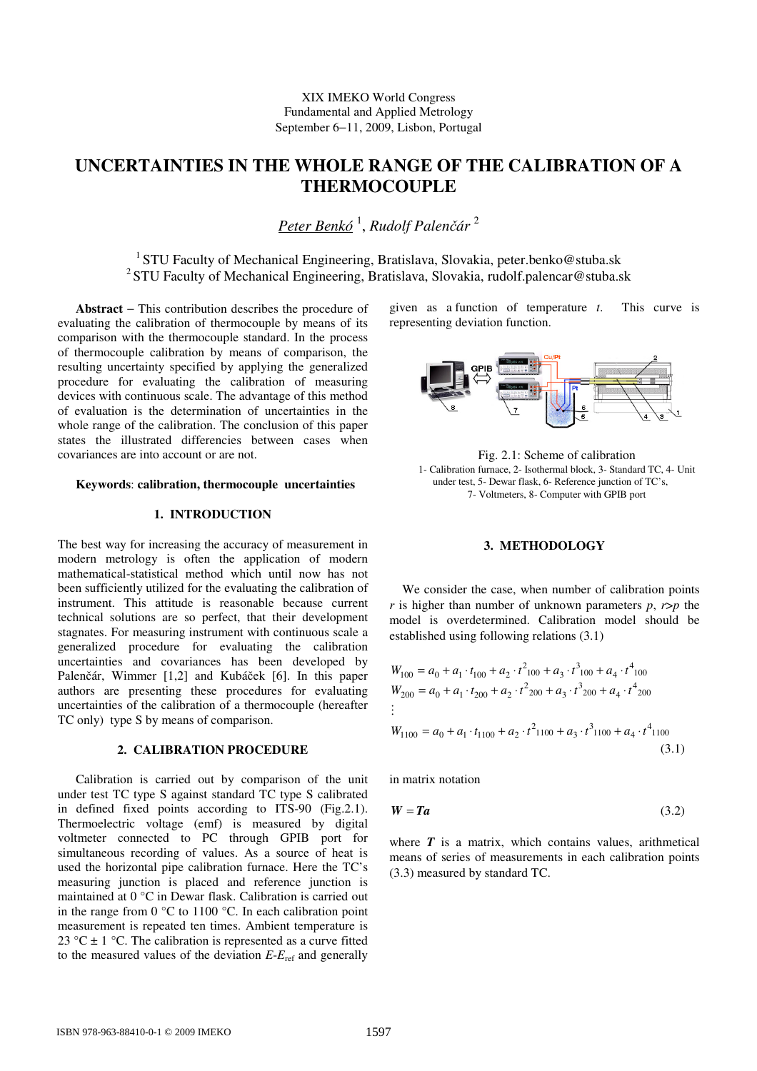XIX IMEKO World Congress
Fundamental and Applied Metrology
September 6−11, 2009, Lisbon, Portugal

# UNCERTAINTIES IN THE WHOLE RANGE OF THE CALIBRATION OF A THERMOCOUPLE

*Peter Benkó* [1], *Rudolf Palenčár* [2]

[1] STU Faculty of Mechanical Engineering, Bratislava, Slovakia, peter.benko@stuba.sk
[2] STU Faculty of Mechanical Engineering, Bratislava, Slovakia, rudolf.palencar@stuba.sk

**Abstract** − This contribution describes the procedure of evaluating the calibration of thermocouple by means of its comparison with the thermocouple standard. In the process of thermocouple calibration by means of comparison, the resulting uncertainty specified by applying the generalized procedure for evaluating the calibration of measuring devices with continuous scale. The advantage of this method of evaluation is the determination of uncertainties in the whole range of the calibration. The conclusion of this paper states the illustrated differencies between cases when covariances are into account or are not.

**Keywords**: **calibration, thermocouple uncertainties**

## 1. INTRODUCTION

The best way for increasing the accuracy of measurement in modern metrology is often the application of modern mathematical-statistical method which until now has not been sufficiently utilized for the evaluating the calibration of instrument. This attitude is reasonable because current technical solutions are so perfect, that their development stagnates. For measuring instrument with continuous scale a generalized procedure for evaluating the calibration uncertainties and covariances has been developed by Palenčár, Wimmer [1,2] and Kubáček [6]. In this paper authors are presenting these procedures for evaluating uncertainties of the calibration of a thermocouple (hereafter TC only) type S by means of comparison.

## 2. CALIBRATION PROCEDURE

Calibration is carried out by comparison of the unit under test TC type S against standard TC type S calibrated in defined fixed points according to ITS-90 (Fig.2.1). Thermoelectric voltage (emf) is measured by digital voltmeter connected to PC through GPIB port for simultaneous recording of values. As a source of heat is used the horizontal pipe calibration furnace. Here the TC's measuring junction is placed and reference junction is maintained at 0 °C in Dewar flask. Calibration is carried out in the range from 0 °C to 1100 °C. In each calibration point measurement is repeated ten times. Ambient temperature is 23 °C ± 1 °C. The calibration is represented as a curve fitted to the measured values of the deviation $E$-$E_{\mathrm{ref}}$ and generally given as a function of temperature $t$. This curve is representing deviation function.

Fig. 2.1: Scheme of calibration
1- Calibration furnace, 2- Isothermal block, 3- Standard TC, 4- Unit under test, 5- Dewar flask, 6- Reference junction of TC's, 7- Voltmeters, 8- Computer with GPIB port

## 3. METHODOLOGY

We consider the case, when number of calibration points $r$ is higher than number of unknown parameters $p$, $r>p$ the model is overdetermined. Calibration model should be established using following relations (3.1)

$$
\begin{aligned}
W_{100} &= a_0 + a_1 \cdot t_{100} + a_2 \cdot t^2{}_{100} + a_3 \cdot t^3{}_{100} + a_4 \cdot t^4{}_{100} \\
W_{200} &= a_0 + a_1 \cdot t_{200} + a_2 \cdot t^2{}_{200} + a_3 \cdot t^3{}_{200} + a_4 \cdot t^4{}_{200} \\
&\vdots \\
W_{1100} &= a_0 + a_1 \cdot t_{1100} + a_2 \cdot t^2{}_{1100} + a_3 \cdot t^3{}_{1100} + a_4 \cdot t^4{}_{1100}
\end{aligned}
\tag{3.1}
$$

in matrix notation

$$
\boldsymbol{W} = \boldsymbol{Ta} \tag{3.2}
$$

where $\boldsymbol{T}$ is a matrix, which contains values, arithmetical means of series of measurements in each calibration points (3.3) measured by standard TC.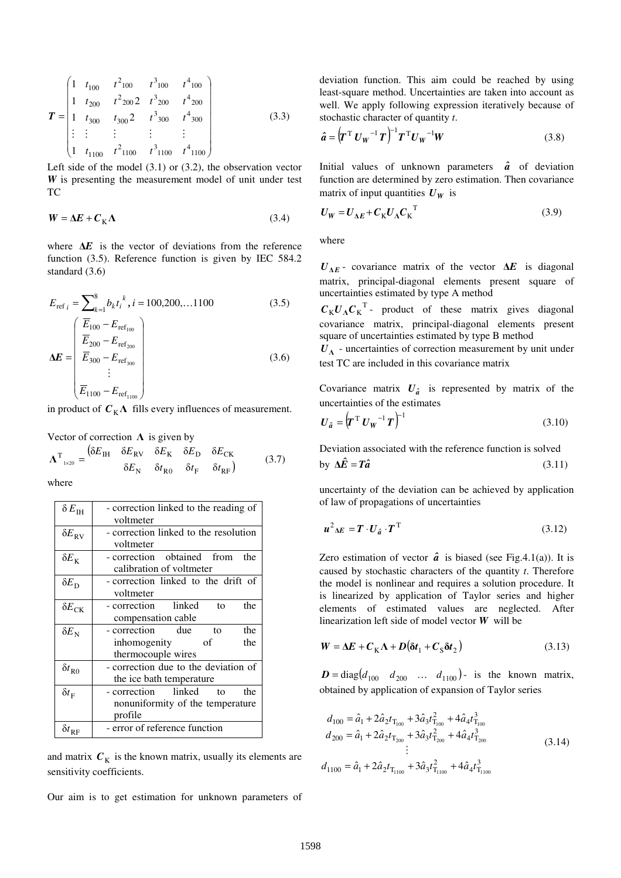$$
\boldsymbol{T} = \begin{pmatrix} 1 & t_{100} & t^2{}_{100} & t^3{}_{100} & t^4{}_{100} \\ 1 & t_{200} & t^2{}_{200}2 & t^3{}_{200} & t^4{}_{200} \\ 1 & t_{300} & t_{300}2 & t^3{}_{300} & t^4{}_{300} \\ \vdots & \vdots & \vdots & \vdots & \vdots \\ 1 & t_{1100} & t^2{}_{1100} & t^3{}_{1100} & t^4{}_{1100} \end{pmatrix} \tag{3.3}
$$

Left side of the model (3.1) or (3.2), the observation vector $\boldsymbol{W}$ is presenting the measurement model of unit under test TC

$$
\boldsymbol{W} = \boldsymbol{\Delta E} + \boldsymbol{C}_{\mathrm{K}} \boldsymbol{\Lambda} \tag{3.4}
$$

where $\boldsymbol{\Delta E}$ is the vector of deviations from the reference function (3.5). Reference function is given by IEC 584.2 standard (3.6)

$$
E_{\mathrm{ref}\, i} = \sum\nolimits_{k=1}^{8} b_k t_i^{\,k}, i = 100,200,\ldots 1100 \tag{3.5}
$$

$$
\boldsymbol{\Delta E} = \begin{pmatrix} \overline{E}_{100} - E_{\mathrm{ref}_{100}} \\ \overline{E}_{200} - E_{\mathrm{ref}_{200}} \\ \overline{E}_{300} - E_{\mathrm{ref}_{300}} \\ \vdots \\ \overline{E}_{1100} - E_{\mathrm{ref}_{1100}} \end{pmatrix} \tag{3.6}
$$

in product of $\boldsymbol{C}_{\mathrm{K}} \boldsymbol{\Lambda}$ fills every influences of measurement.

Vector of correction $\boldsymbol{\Lambda}$ is given by

$$
\boldsymbol{\Lambda}^{\mathrm{T}}{}_{1\times 20} = \begin{pmatrix} \delta E_{\mathrm{IH}} & \delta E_{\mathrm{RV}} & \delta E_{\mathrm{K}} & \delta E_{\mathrm{D}} & \delta E_{\mathrm{CK}} \\ & \delta E_{\mathrm{N}} & \delta t_{\mathrm{R0}} & \delta t_{\mathrm{F}} & \delta t_{\mathrm{RF}} \end{pmatrix} \tag{3.7}
$$

where

| | |
|---|---|
| $\delta E_{\mathrm{IH}}$ | - correction linked to the reading of voltmeter |
| $\delta E_{\mathrm{RV}}$ | - correction linked to the resolution voltmeter |
| $\delta E_{\mathrm{K}}$ | - correction obtained from the calibration of voltmeter |
| $\delta E_{\mathrm{D}}$ | - correction linked to the drift of voltmeter |
| $\delta E_{\mathrm{CK}}$ | - correction linked to the compensation cable |
| $\delta E_{\mathrm{N}}$ | - correction due to the inhomogenity of the thermocouple wires |
| $\delta t_{\mathrm{R0}}$ | - correction due to the deviation of the ice bath temperature |
| $\delta t_{\mathrm{F}}$ | - correction linked to the nonuniformity of the temperature profile |
| $\delta t_{\mathrm{RF}}$ | - error of reference function |

and matrix $\boldsymbol{C}_{\mathrm{K}}$ is the known matrix, usually its elements are sensitivity coefficients.

Our aim is to get estimation for unknown parameters of deviation function. This aim could be reached by using least-square method. Uncertainties are taken into account as well. We apply following expression iteratively because of stochastic character of quantity $t$.

$$
\hat{\boldsymbol{a}} = \left(\boldsymbol{T}^{\mathrm{T}} \boldsymbol{U_W}^{-1} \boldsymbol{T}\right)^{-1} \boldsymbol{T}^{\mathrm{T}} \boldsymbol{U_W}^{-1} \boldsymbol{W} \tag{3.8}
$$

Initial values of unknown parameters $\hat{\boldsymbol{a}}$ of deviation function are determined by zero estimation. Then covariance matrix of input quantities $\boldsymbol{U_W}$ is

$$
\boldsymbol{U_W} = \boldsymbol{U_{\Delta E}} + \boldsymbol{C}_{\mathrm{K}} \boldsymbol{U_\Lambda} \boldsymbol{C}_{\mathrm{K}}{}^{\mathrm{T}} \tag{3.9}
$$

where

$\boldsymbol{U_{\Delta E}}$ - covariance matrix of the vector $\boldsymbol{\Delta E}$ is diagonal matrix, principal-diagonal elements present square of uncertainties estimated by type A method

$\boldsymbol{C}_{\mathrm{K}} \boldsymbol{U_\Lambda} \boldsymbol{C}_{\mathrm{K}}{}^{\mathrm{T}}$ - product of these matrix gives diagonal covariance matrix, principal-diagonal elements present square of uncertainties estimated by type B method

$\boldsymbol{U_\Lambda}$ - uncertainties of correction measurement by unit under test TC are included in this covariance matrix

Covariance matrix $\boldsymbol{U_{\hat{a}}}$ is represented by matrix of the uncertainties of the estimates

$$
\boldsymbol{U_{\hat{a}}} = \left(\boldsymbol{T}^{\mathrm{T}} \boldsymbol{U_W}^{-1} \boldsymbol{T}\right)^{-1} \tag{3.10}
$$

Deviation associated with the reference function is solved by $\boldsymbol{\Delta \hat{E}} = \boldsymbol{T}\hat{\boldsymbol{a}}$ (3.11)

uncertainty of the deviation can be achieved by application of law of propagations of uncertainties

$$
\boldsymbol{u}^2{}_{\boldsymbol{\Delta E}} = \boldsymbol{T} \cdot \boldsymbol{U_{\hat{a}}} \cdot \boldsymbol{T}^{\mathrm{T}} \tag{3.12}
$$

Zero estimation of vector $\hat{\boldsymbol{a}}$ is biased (see Fig.4.1(a)). It is caused by stochastic characters of the quantity $t$. Therefore the model is nonlinear and requires a solution procedure. It is linearized by application of Taylor series and higher elements of estimated values are neglected. After linearization left side of model vector $\boldsymbol{W}$ will be

$$
\boldsymbol{W} = \boldsymbol{\Delta E} + \boldsymbol{C}_{\mathrm{K}} \boldsymbol{\Lambda} + \boldsymbol{D}\left(\boldsymbol{\delta t}_1 + \boldsymbol{C}_{\mathrm{S}} \boldsymbol{\delta t}_2\right) \tag{3.13}
$$

$\boldsymbol{D} = \mathrm{diag}\begin{pmatrix} d_{100} & d_{200} & \ldots & d_{1100} \end{pmatrix}$ - is the known matrix, obtained by application of expansion of Taylor series

$$
\begin{aligned}
d_{100} &= \hat{a}_1 + 2\hat{a}_2 t_{\mathrm{T}_{100}} + 3\hat{a}_3 t_{\mathrm{T}_{100}}^2 + 4\hat{a}_4 t_{\mathrm{T}_{100}}^3 \\
d_{200} &= \hat{a}_1 + 2\hat{a}_2 t_{\mathrm{T}_{200}} + 3\hat{a}_3 t_{\mathrm{T}_{200}}^2 + 4\hat{a}_4 t_{\mathrm{T}_{200}}^3 \\
&\vdots \\
d_{1100} &= \hat{a}_1 + 2\hat{a}_2 t_{\mathrm{T}_{1100}} + 3\hat{a}_3 t_{\mathrm{T}_{1100}}^2 + 4\hat{a}_4 t_{\mathrm{T}_{1100}}^3
\end{aligned} \tag{3.14}
$$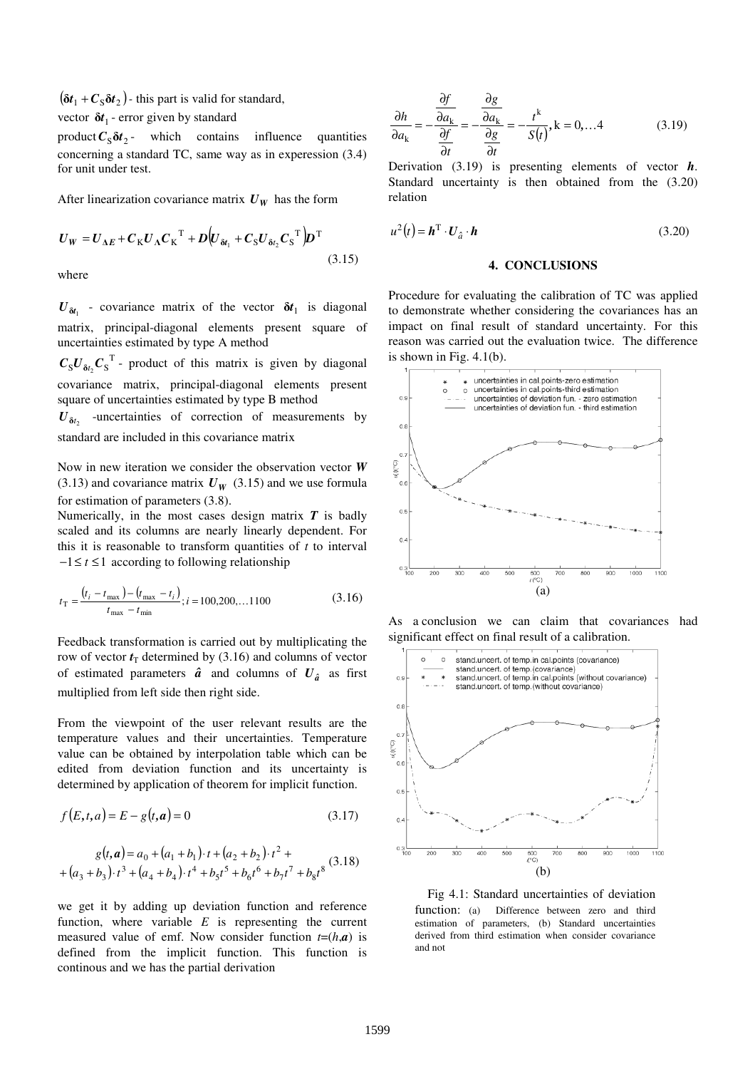$(\boldsymbol{\delta t}_1 + \boldsymbol{C}_S \boldsymbol{\delta t}_2)$ - this part is valid for standard,

vector $\boldsymbol{\delta t}_1$ - error given by standard

product $\boldsymbol{C}_S \boldsymbol{\delta t}_2$ - which contains influence quantities concerning a standard TC, same way as in experession (3.4) for unit under test.

After linearization covariance matrix $\boldsymbol{U_W}$ has the form

$$\boldsymbol{U_W} = \boldsymbol{U}_{\boldsymbol{\Delta E}} + \boldsymbol{C}_K \boldsymbol{U}_{\boldsymbol{\Lambda}} \boldsymbol{C}_K^{\ T} + \boldsymbol{D}\left(\boldsymbol{U}_{\boldsymbol{\delta t}_1} + \boldsymbol{C}_S \boldsymbol{U}_{\boldsymbol{\delta t}_2} \boldsymbol{C}_S^{\ T}\right)\boldsymbol{D}^T \tag{3.15}$$

where

$\boldsymbol{U}_{\boldsymbol{\delta t}_1}$ - covariance matrix of the vector $\boldsymbol{\delta t}_1$ is diagonal matrix, principal-diagonal elements present square of uncertainties estimated by type A method

$\boldsymbol{C}_S \boldsymbol{U}_{\boldsymbol{\delta t}_2} \boldsymbol{C}_S^{\ T}$ - product of this matrix is given by diagonal covariance matrix, principal-diagonal elements present square of uncertainties estimated by type B method

$\boldsymbol{U}_{\boldsymbol{\delta t}_2}$ -uncertainties of correction of measurements by standard are included in this covariance matrix

Now in new iteration we consider the observation vector $\boldsymbol{W}$ (3.13) and covariance matrix $\boldsymbol{U_W}$ (3.15) and we use formula for estimation of parameters (3.8).

Numerically, in the most cases design matrix $\boldsymbol{T}$ is badly scaled and its columns are nearly linearly dependent. For this it is reasonable to transform quantities of $t$ to interval $-1 \le t \le 1$ according to following relationship

$$t_T = \frac{(t_i - t_{\max}) - (t_{\max} - t_i)}{t_{\max} - t_{\min}}; i = 100, 200, \ldots 1100 \tag{3.16}$$

Feedback transformation is carried out by multiplicating the row of vector $\boldsymbol{t}_T$ determined by (3.16) and columns of vector of estimated parameters $\hat{\boldsymbol{a}}$ and columns of $\boldsymbol{U}_{\hat{\boldsymbol{a}}}$ as first multiplied from left side then right side.

From the viewpoint of the user relevant results are the temperature values and their uncertainties. Temperature value can be obtained by interpolation table which can be edited from deviation function and its uncertainty is determined by application of theorem for implicit function.

$$f(E, t, a) = E - g(t, \boldsymbol{a}) = 0 \tag{3.17}$$

$$g(t, \boldsymbol{a}) = a_0 + (a_1 + b_1)\cdot t + (a_2 + b_2)\cdot t^2 + (a_3 + b_3)\cdot t^3 + (a_4 + b_4)\cdot t^4 + b_5 t^5 + b_6 t^6 + b_7 t^7 + b_8 t^8 \tag{3.18}$$

we get it by adding up deviation function and reference function, where variable $E$ is representing the current measured value of emf. Now consider function $t$=($h$,$\boldsymbol{a}$) is defined from the implicit function. This function is continous and we has the partial derivation

$$\frac{\partial h}{\partial a_k} = -\frac{\dfrac{\partial f}{\partial a_k}}{\dfrac{\partial f}{\partial t}} = -\frac{\dfrac{\partial g}{\partial a_k}}{\dfrac{\partial g}{\partial t}} = -\frac{t^k}{S(t)}, k = 0, \ldots 4 \tag{3.19}$$

Derivation (3.19) is presenting elements of vector $\boldsymbol{h}$. Standard uncertainty is then obtained from the (3.20) relation

$$u^2(t) = \boldsymbol{h}^T \cdot \boldsymbol{U}_{\hat{a}} \cdot \boldsymbol{h} \tag{3.20}$$

## 4. CONCLUSIONS

Procedure for evaluating the calibration of TC was applied to demonstrate whether considering the covariances has an impact on final result of standard uncertainty. For this reason was carried out the evaluation twice. The difference is shown in Fig. 4.1(b).

(a)

As a conclusion we can claim that covariances had significant effect on final result of a calibration.

(b)

Fig 4.1: Standard uncertainties of deviation function: (a) Difference between zero and third estimation of parameters, (b) Standard uncertainties derived from third estimation when consider covariance and not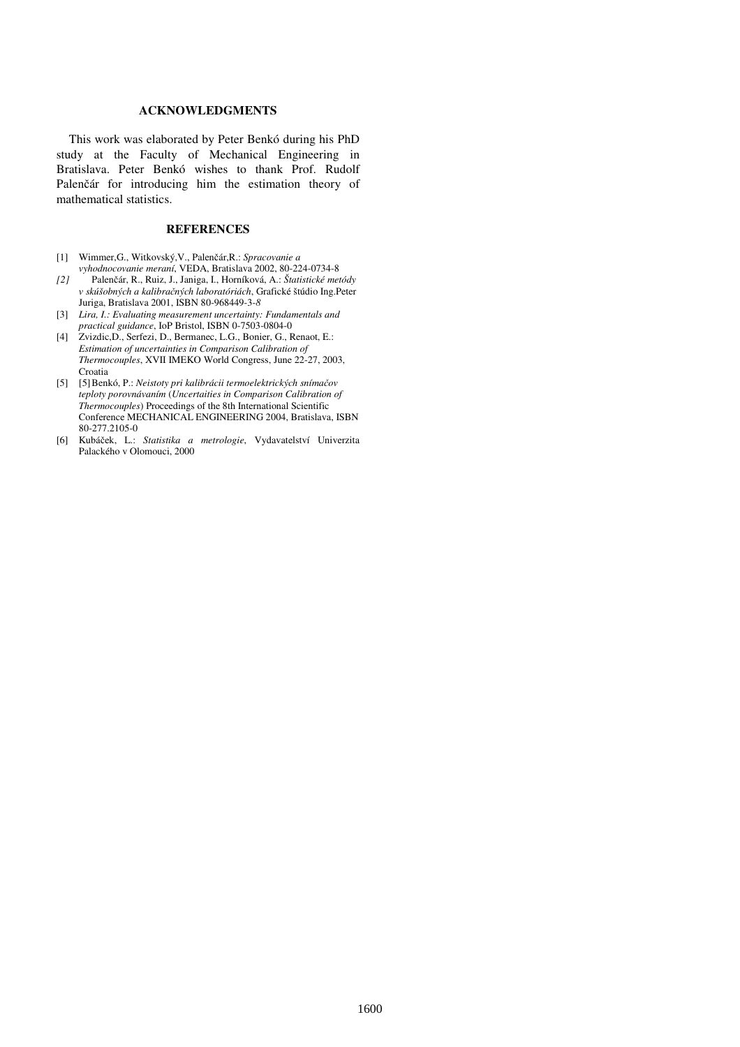## ACKNOWLEDGMENTS

This work was elaborated by Peter Benkó during his PhD study at the Faculty of Mechanical Engineering in Bratislava. Peter Benkó wishes to thank Prof. Rudolf Palenčár for introducing him the estimation theory of mathematical statistics.

## REFERENCES

[1] Wimmer,G., Witkovský,V., Palenčár,R.: *Spracovanie a vyhodnocovanie meraní*, VEDA, Bratislava 2002, 80-224-0734-8

*[2]* Palenčár, R., Ruiz, J., Janiga, I., Horníková, A.: *Štatistické metódy v skúšobných a kalibračných laboratóriách*, Grafické štúdio Ing.Peter Juriga, Bratislava 2001, ISBN 80-968449-3-*8*

[3] *Lira, I.: Evaluating measurement uncertainty: Fundamentals and practical guidance*, IoP Bristol, ISBN 0-7503-0804-0

[4] Zvizdic,D., Serfezi, D., Bermanec, L.G., Bonier, G., Renaot, E.: *Estimation of uncertainties in Comparison Calibration of Thermocouples*, XVII IMEKO World Congress, June 22-27, 2003, Croatia

[5] [5] Benkó, P.: *Neistoty pri kalibrácii termoelektrických snímačov teploty porovnávaním* (*Uncertaities in Comparison Calibration of Thermocouples*) Proceedings of the 8th International Scientific Conference MECHANICAL ENGINEERING 2004, Bratislava, ISBN 80-277.2105-0

[6] Kubáček, L.: *Statistika a metrologie*, Vydavatelství Univerzita Palackého v Olomouci, 2000